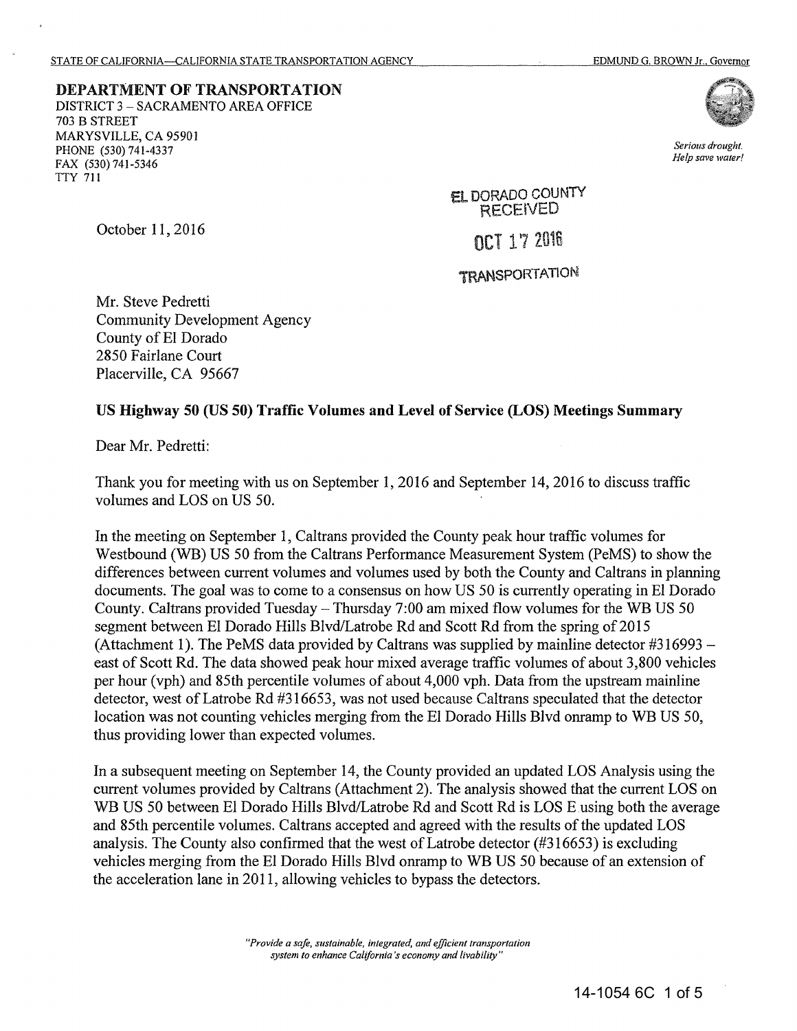STATE OF CALIFORNIA—CALIFORNIA STATE TRANSPORTATION AGENCY EDMUND G. BROWN Jr., Governor

**DEPARTMENT OF TRANSPORTATION**
DISTRICT 3 – SACRAMENTO AREA OFFICE
703 B STREET
MARYSVILLE, CA 95901
PHONE (530) 741-4337
FAX (530) 741-5346
TTY 711

*Serious drought. Help save water!*

EL DORADO COUNTY
RECEIVED
OCT 17 2016
TRANSPORTATION

October 11, 2016

Mr. Steve Pedretti
Community Development Agency
County of El Dorado
2850 Fairlane Court
Placerville, CA 95667

**US Highway 50 (US 50) Traffic Volumes and Level of Service (LOS) Meetings Summary**

Dear Mr. Pedretti:

Thank you for meeting with us on September 1, 2016 and September 14, 2016 to discuss traffic volumes and LOS on US 50.

In the meeting on September 1, Caltrans provided the County peak hour traffic volumes for Westbound (WB) US 50 from the Caltrans Performance Measurement System (PeMS) to show the differences between current volumes and volumes used by both the County and Caltrans in planning documents. The goal was to come to a consensus on how US 50 is currently operating in El Dorado County. Caltrans provided Tuesday – Thursday 7:00 am mixed flow volumes for the WB US 50 segment between El Dorado Hills Blvd/Latrobe Rd and Scott Rd from the spring of 2015 (Attachment 1). The PeMS data provided by Caltrans was supplied by mainline detector #316993 – east of Scott Rd. The data showed peak hour mixed average traffic volumes of about 3,800 vehicles per hour (vph) and 85th percentile volumes of about 4,000 vph. Data from the upstream mainline detector, west of Latrobe Rd #316653, was not used because Caltrans speculated that the detector location was not counting vehicles merging from the El Dorado Hills Blvd onramp to WB US 50, thus providing lower than expected volumes.

In a subsequent meeting on September 14, the County provided an updated LOS Analysis using the current volumes provided by Caltrans (Attachment 2). The analysis showed that the current LOS on WB US 50 between El Dorado Hills Blvd/Latrobe Rd and Scott Rd is LOS E using both the average and 85th percentile volumes. Caltrans accepted and agreed with the results of the updated LOS analysis. The County also confirmed that the west of Latrobe detector (#316653) is excluding vehicles merging from the El Dorado Hills Blvd onramp to WB US 50 because of an extension of the acceleration lane in 2011, allowing vehicles to bypass the detectors.

*"Provide a safe, sustainable, integrated, and efficient transportation system to enhance California's economy and livability"*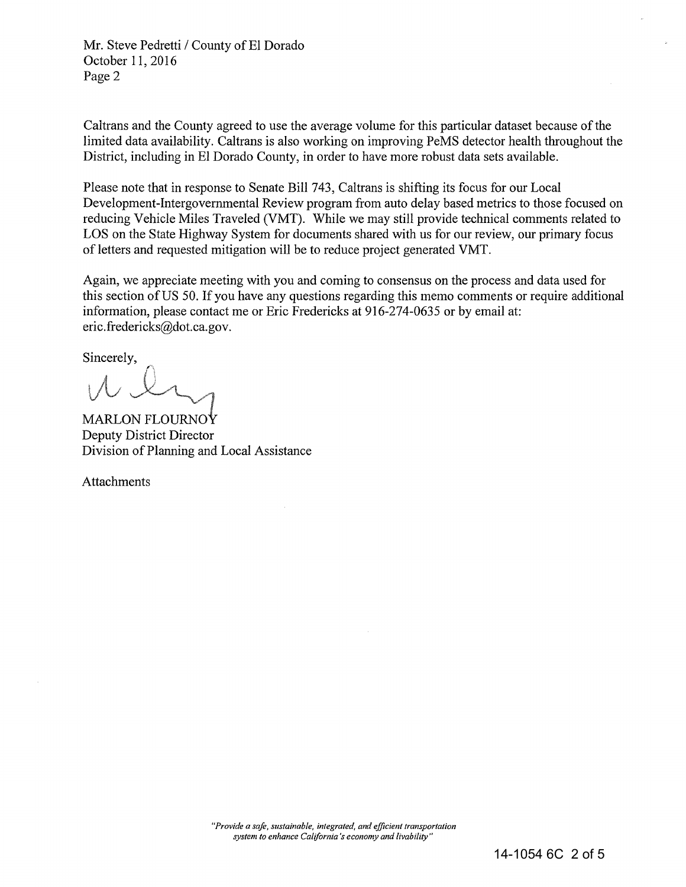Caltrans and the County agreed to use the average volume for this particular dataset because of the limited data availability. Caltrans is also working on improving PeMS detector health throughout the District, including in El Dorado County, in order to have more robust data sets available.

Please note that in response to Senate Bill 743, Caltrans is shifting its focus for our Local Development-Intergovernmental Review program from auto delay based metrics to those focused on reducing Vehicle Miles Traveled (VMT). While we may still provide technical comments related to LOS on the State Highway System for documents shared with us for our review, our primary focus of letters and requested mitigation will be to reduce project generated VMT.

Again, we appreciate meeting with you and coming to consensus on the process and data used for this section of US 50. If you have any questions regarding this memo comments or require additional information, please contact me or Eric Fredericks at 916-274-0635 or by email at: eric.fredericks@dot.ca.gov.

Sincerely,

MARLON FLOURNOY
Deputy District Director
Division of Planning and Local Assistance

Attachments

*"Provide a safe, sustainable, integrated, and efficient transportation system to enhance California's economy and livability"*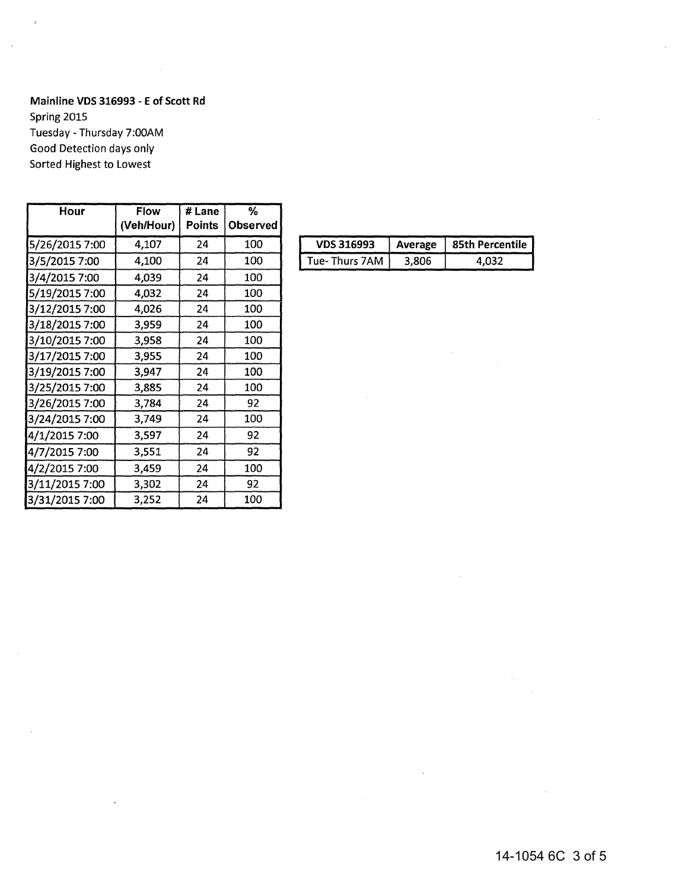**Mainline VDS 316993 - E of Scott Rd**

Spring 2015
Tuesday - Thursday 7:00AM
Good Detection days only
Sorted Highest to Lowest

| Hour | Flow (Veh/Hour) | # Lane Points | % Observed |
|---|---|---|---|
| 5/26/2015 7:00 | 4,107 | 24 | 100 |
| 3/5/2015 7:00 | 4,100 | 24 | 100 |
| 3/4/2015 7:00 | 4,039 | 24 | 100 |
| 5/19/2015 7:00 | 4,032 | 24 | 100 |
| 3/12/2015 7:00 | 4,026 | 24 | 100 |
| 3/18/2015 7:00 | 3,959 | 24 | 100 |
| 3/10/2015 7:00 | 3,958 | 24 | 100 |
| 3/17/2015 7:00 | 3,955 | 24 | 100 |
| 3/19/2015 7:00 | 3,947 | 24 | 100 |
| 3/25/2015 7:00 | 3,885 | 24 | 100 |
| 3/26/2015 7:00 | 3,784 | 24 | 92 |
| 3/24/2015 7:00 | 3,749 | 24 | 100 |
| 4/1/2015 7:00 | 3,597 | 24 | 92 |
| 4/7/2015 7:00 | 3,551 | 24 | 92 |
| 4/2/2015 7:00 | 3,459 | 24 | 100 |
| 3/11/2015 7:00 | 3,302 | 24 | 92 |
| 3/31/2015 7:00 | 3,252 | 24 | 100 |

| VDS 316993 | Average | 85th Percentile |
|---|---|---|
| Tue- Thurs 7AM | 3,806 | 4,032 |

14-1054 6C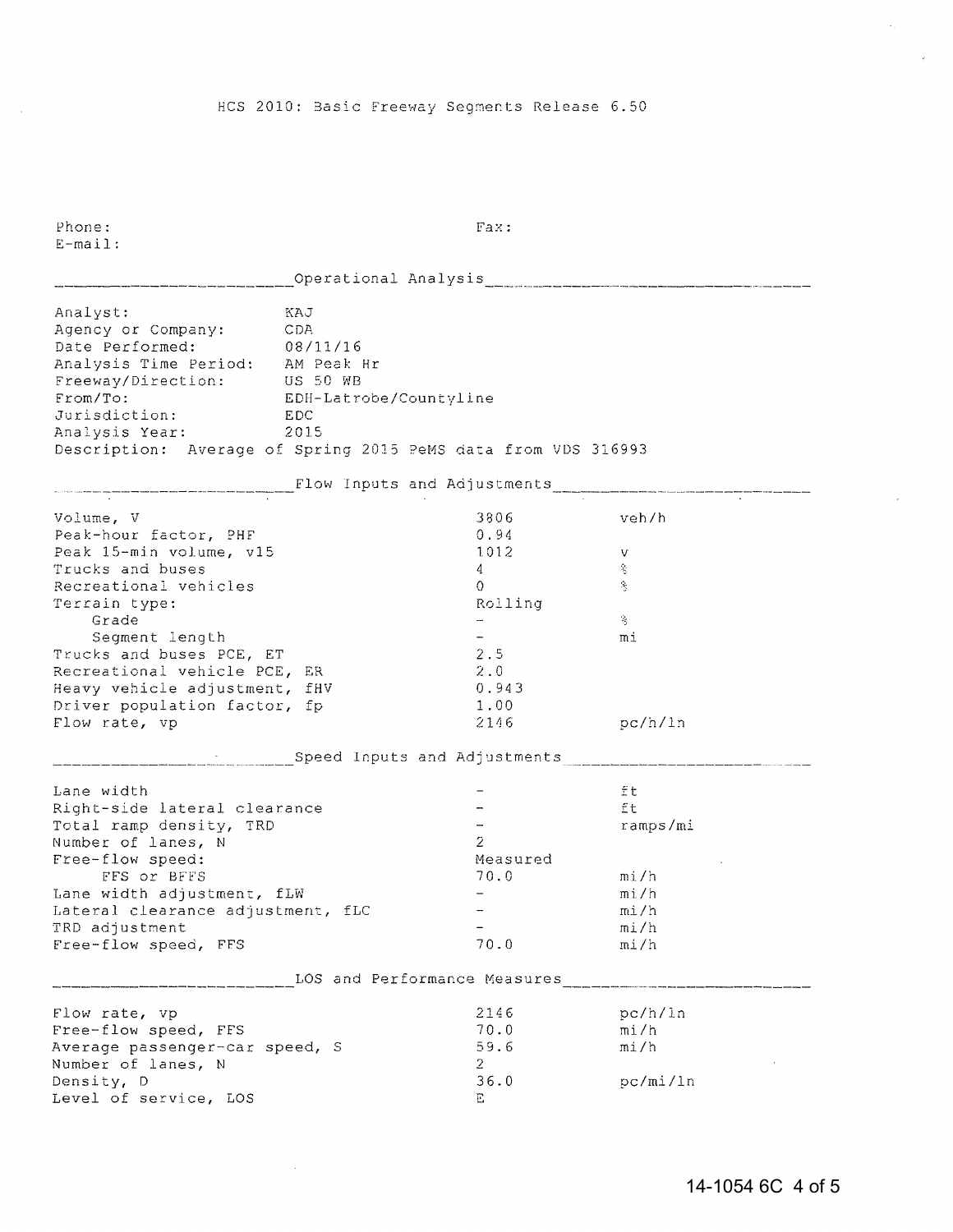# HCS 2010: Basic Freeway Segments Release 6.50

Phone: &nbsp;&nbsp;&nbsp;&nbsp;&nbsp;&nbsp;&nbsp;&nbsp;&nbsp;&nbsp;&nbsp;&nbsp;&nbsp;&nbsp;&nbsp;&nbsp;&nbsp;&nbsp;&nbsp;&nbsp;&nbsp;&nbsp;&nbsp;&nbsp; Fax:
E-mail:

## Operational Analysis

| | |
|---|---|
| Analyst: | KAJ |
| Agency or Company: | CDA |
| Date Performed: | 08/11/16 |
| Analysis Time Period: | AM Peak Hr |
| Freeway/Direction: | US 50 WB |
| From/To: | EDH-Latrobe/Countyline |
| Jurisdiction: | EDC |
| Analysis Year: | 2015 |

Description: Average of Spring 2015 PeMS data from VDS 316993

## Flow Inputs and Adjustments

| | | |
|---|---|---|
| Volume, V | 3806 | veh/h |
| Peak-hour factor, PHF | 0.94 | |
| Peak 15-min volume, v15 | 1012 | v |
| Trucks and buses | 4 | % |
| Recreational vehicles | 0 | % |
| Terrain type: | Rolling | |
| Grade | - | % |
| Segment length | - | mi |
| Trucks and buses PCE, ET | 2.5 | |
| Recreational vehicle PCE, ER | 2.0 | |
| Heavy vehicle adjustment, fHV | 0.943 | |
| Driver population factor, fp | 1.00 | |
| Flow rate, vp | 2146 | pc/h/ln |

## Speed Inputs and Adjustments

| | | |
|---|---|---|
| Lane width | - | ft |
| Right-side lateral clearance | - | ft |
| Total ramp density, TRD | - | ramps/mi |
| Number of lanes, N | 2 | |
| Free-flow speed: | Measured | |
| FFS or BFFS | 70.0 | mi/h |
| Lane width adjustment, fLW | - | mi/h |
| Lateral clearance adjustment, fLC | - | mi/h |
| TRD adjustment | - | mi/h |
| Free-flow speed, FFS | 70.0 | mi/h |

## LOS and Performance Measures

| | | |
|---|---|---|
| Flow rate, vp | 2146 | pc/h/ln |
| Free-flow speed, FFS | 70.0 | mi/h |
| Average passenger-car speed, S | 59.6 | mi/h |
| Number of lanes, N | 2 | |
| Density, D | 36.0 | pc/mi/ln |
| Level of service, LOS | E | |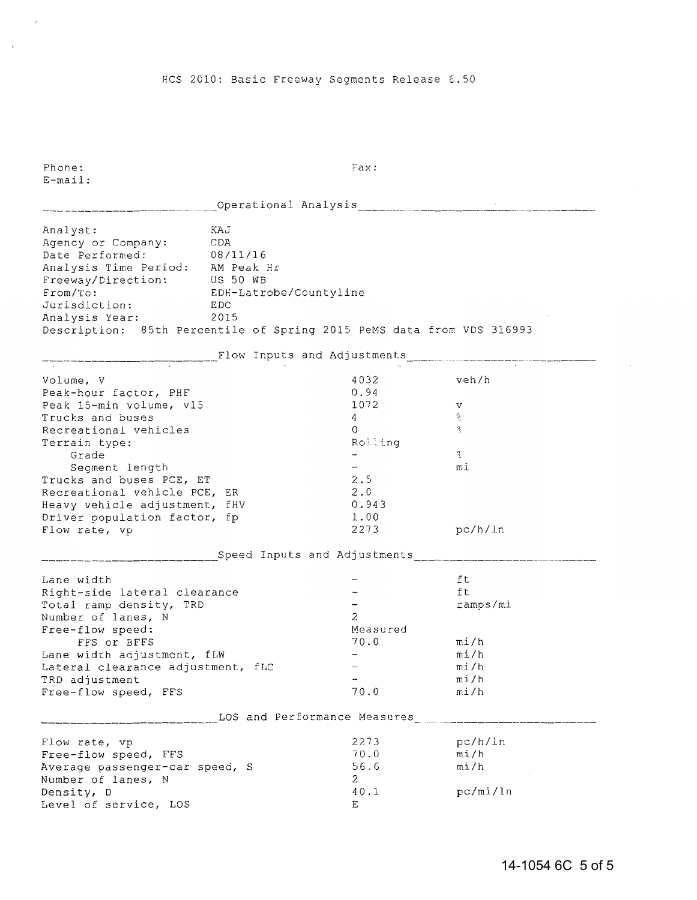# HCS 2010: Basic Freeway Segments Release 6.50

Phone: Fax:
E-mail:

## Operational Analysis

| | |
|---|---|
| Analyst: | KAJ |
| Agency or Company: | CDA |
| Date Performed: | 08/11/16 |
| Analysis Time Period: | AM Peak Hr |
| Freeway/Direction: | US 50 WB |
| From/To: | EDH-Latrobe/Countyline |
| Jurisdiction: | EDC |
| Analysis Year: | 2015 |

Description: 85th Percentile of Spring 2015 PeMS data from VDS 316993

## Flow Inputs and Adjustments

| | | |
|---|---|---|
| Volume, V | 4032 | veh/h |
| Peak-hour factor, PHF | 0.94 | |
| Peak 15-min volume, v15 | 1072 | v |
| Trucks and buses | 4 | % |
| Recreational vehicles | 0 | % |
| Terrain type: | Rolling | |
| Grade | - | % |
| Segment length | - | mi |
| Trucks and buses PCE, ET | 2.5 | |
| Recreational vehicle PCE, ER | 2.0 | |
| Heavy vehicle adjustment, fHV | 0.943 | |
| Driver population factor, fp | 1.00 | |
| Flow rate, vp | 2273 | pc/h/ln |

## Speed Inputs and Adjustments

| | | |
|---|---|---|
| Lane width | - | ft |
| Right-side lateral clearance | - | ft |
| Total ramp density, TRD | - | ramps/mi |
| Number of lanes, N | 2 | |
| Free-flow speed: | Measured | |
| FFS or BFFS | 70.0 | mi/h |
| Lane width adjustment, fLW | - | mi/h |
| Lateral clearance adjustment, fLC | - | mi/h |
| TRD adjustment | - | mi/h |
| Free-flow speed, FFS | 70.0 | mi/h |

## LOS and Performance Measures

| | | |
|---|---|---|
| Flow rate, vp | 2273 | pc/h/ln |
| Free-flow speed, FFS | 70.0 | mi/h |
| Average passenger-car speed, S | 56.6 | mi/h |
| Number of lanes, N | 2 | |
| Density, D | 40.1 | pc/mi/ln |
| Level of service, LOS | E | |